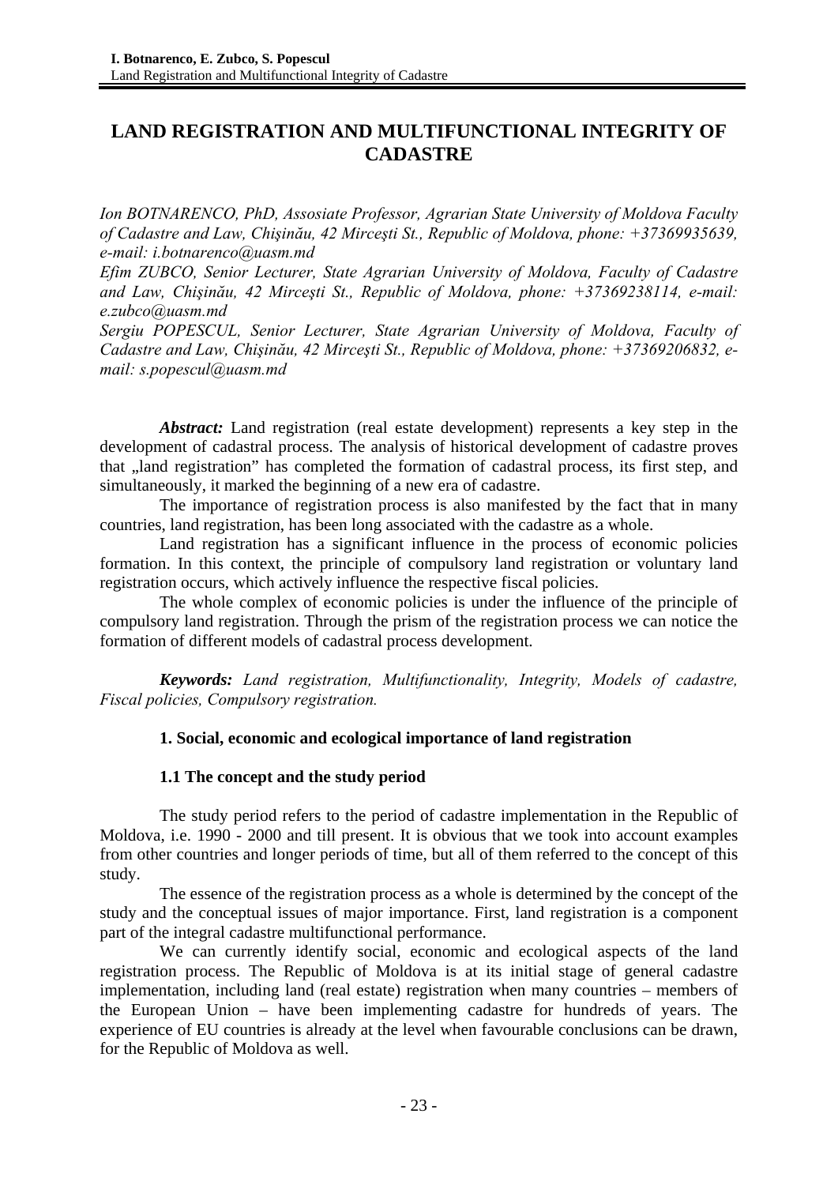# LAND REGISTRATION AND MULTIFUNCTIONAL INTEGRITY OF CADASTRE

*Ion BOTNARENCO, PhD, Assosiate Professor, Agrarian State University of Moldova Faculty of Cadastre and Law, Chişinău, 42 Mirceşti St., Republic of Moldova, phone: +37369935639, e-mail: i.botnarenco@uasm.md*

*Efim ZUBCO, Senior Lecturer, State Agrarian University of Moldova, Faculty of Cadastre and Law, Chişinău, 42 Mirceşti St., Republic of Moldova, phone: +37369238114, e-mail: e.zubco@uasm.md*

*Sergiu POPESCUL, Senior Lecturer, State Agrarian University of Moldova, Faculty of Cadastre and Law, Chişinău, 42 Mirceşti St., Republic of Moldova, phone: +37369206832, e-mail: s.popescul@uasm.md*

***Abstract:*** Land registration (real estate development) represents a key step in the development of cadastral process. The analysis of historical development of cadastre proves that „land registration" has completed the formation of cadastral process, its first step, and simultaneously, it marked the beginning of a new era of cadastre.

The importance of registration process is also manifested by the fact that in many countries, land registration, has been long associated with the cadastre as a whole.

Land registration has a significant influence in the process of economic policies formation. In this context, the principle of compulsory land registration or voluntary land registration occurs, which actively influence the respective fiscal policies.

The whole complex of economic policies is under the influence of the principle of compulsory land registration. Through the prism of the registration process we can notice the formation of different models of cadastral process development.

***Keywords:*** *Land registration, Multifunctionality, Integrity, Models of cadastre, Fiscal policies, Compulsory registration.*

## 1. Social, economic and ecological importance of land registration

### 1.1 The concept and the study period

The study period refers to the period of cadastre implementation in the Republic of Moldova, i.e. 1990 - 2000 and till present. It is obvious that we took into account examples from other countries and longer periods of time, but all of them referred to the concept of this study.

The essence of the registration process as a whole is determined by the concept of the study and the conceptual issues of major importance. First, land registration is a component part of the integral cadastre multifunctional performance.

We can currently identify social, economic and ecological aspects of the land registration process. The Republic of Moldova is at its initial stage of general cadastre implementation, including land (real estate) registration when many countries – members of the European Union – have been implementing cadastre for hundreds of years. The experience of EU countries is already at the level when favourable conclusions can be drawn, for the Republic of Moldova as well.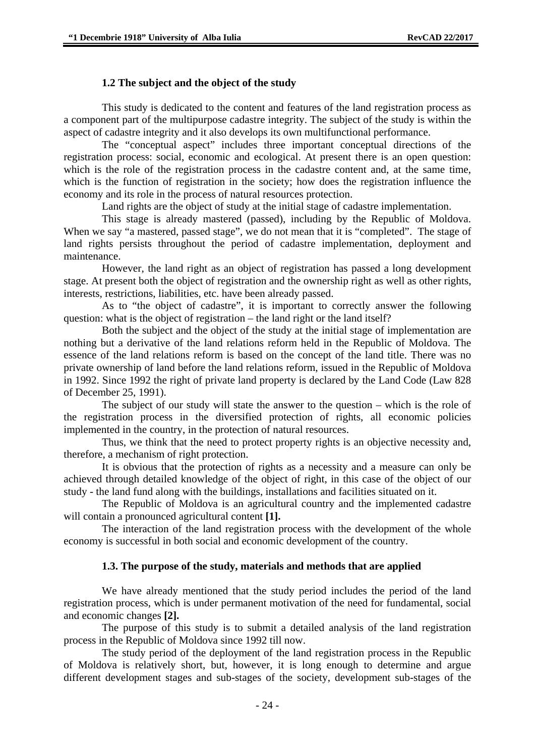### 1.2 The subject and the object of the study

This study is dedicated to the content and features of the land registration process as a component part of the multipurpose cadastre integrity. The subject of the study is within the aspect of cadastre integrity and it also develops its own multifunctional performance.

The "conceptual aspect" includes three important conceptual directions of the registration process: social, economic and ecological. At present there is an open question: which is the role of the registration process in the cadastre content and, at the same time, which is the function of registration in the society; how does the registration influence the economy and its role in the process of natural resources protection.

Land rights are the object of study at the initial stage of cadastre implementation.

This stage is already mastered (passed), including by the Republic of Moldova. When we say "a mastered, passed stage", we do not mean that it is "completed". The stage of land rights persists throughout the period of cadastre implementation, deployment and maintenance.

However, the land right as an object of registration has passed a long development stage. At present both the object of registration and the ownership right as well as other rights, interests, restrictions, liabilities, etc. have been already passed.

As to "the object of cadastre", it is important to correctly answer the following question: what is the object of registration – the land right or the land itself?

Both the subject and the object of the study at the initial stage of implementation are nothing but a derivative of the land relations reform held in the Republic of Moldova. The essence of the land relations reform is based on the concept of the land title. There was no private ownership of land before the land relations reform, issued in the Republic of Moldova in 1992. Since 1992 the right of private land property is declared by the Land Code (Law 828 of December 25, 1991).

The subject of our study will state the answer to the question – which is the role of the registration process in the diversified protection of rights, all economic policies implemented in the country, in the protection of natural resources.

Thus, we think that the need to protect property rights is an objective necessity and, therefore, a mechanism of right protection.

It is obvious that the protection of rights as a necessity and a measure can only be achieved through detailed knowledge of the object of right, in this case of the object of our study - the land fund along with the buildings, installations and facilities situated on it.

The Republic of Moldova is an agricultural country and the implemented cadastre will contain a pronounced agricultural content **[1].**

The interaction of the land registration process with the development of the whole economy is successful in both social and economic development of the country.

### 1.3. The purpose of the study, materials and methods that are applied

We have already mentioned that the study period includes the period of the land registration process, which is under permanent motivation of the need for fundamental, social and economic changes **[2].**

The purpose of this study is to submit a detailed analysis of the land registration process in the Republic of Moldova since 1992 till now.

The study period of the deployment of the land registration process in the Republic of Moldova is relatively short, but, however, it is long enough to determine and argue different development stages and sub-stages of the society, development sub-stages of the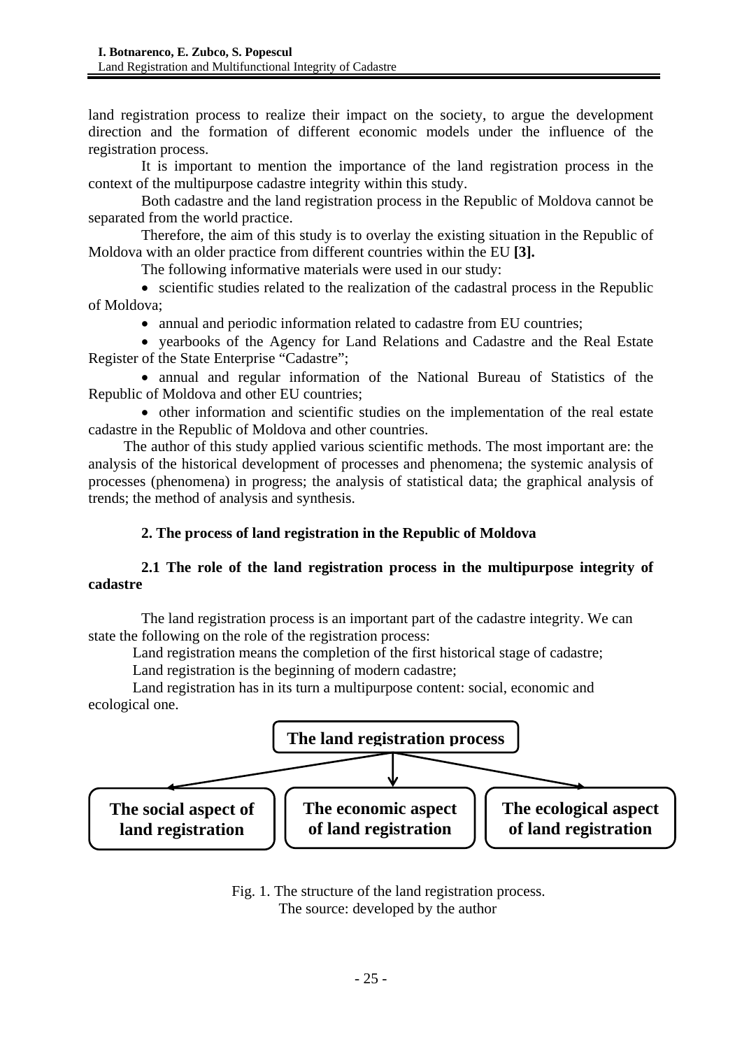land registration process to realize their impact on the society, to argue the development direction and the formation of different economic models under the influence of the registration process.

It is important to mention the importance of the land registration process in the context of the multipurpose cadastre integrity within this study.

Both cadastre and the land registration process in the Republic of Moldova cannot be separated from the world practice.

Therefore, the aim of this study is to overlay the existing situation in the Republic of Moldova with an older practice from different countries within the EU **[3].**

The following informative materials were used in our study:

- scientific studies related to the realization of the cadastral process in the Republic of Moldova;
- annual and periodic information related to cadastre from EU countries;
- yearbooks of the Agency for Land Relations and Cadastre and the Real Estate Register of the State Enterprise "Cadastre";
- annual and regular information of the National Bureau of Statistics of the Republic of Moldova and other EU countries;
- other information and scientific studies on the implementation of the real estate cadastre in the Republic of Moldova and other countries.

The author of this study applied various scientific methods. The most important are: the analysis of the historical development of processes and phenomena; the systemic analysis of processes (phenomena) in progress; the analysis of statistical data; the graphical analysis of trends; the method of analysis and synthesis.

## 2. The process of land registration in the Republic of Moldova

### 2.1 The role of the land registration process in the multipurpose integrity of cadastre

The land registration process is an important part of the cadastre integrity. We can state the following on the role of the registration process:

Land registration means the completion of the first historical stage of cadastre;

Land registration is the beginning of modern cadastre;

Land registration has in its turn a multipurpose content: social, economic and ecological one.

**The land registration process**

**The social aspect of land registration** | **The economic aspect of land registration** | **The ecological aspect of land registration**

Fig. 1. The structure of the land registration process.
The source: developed by the author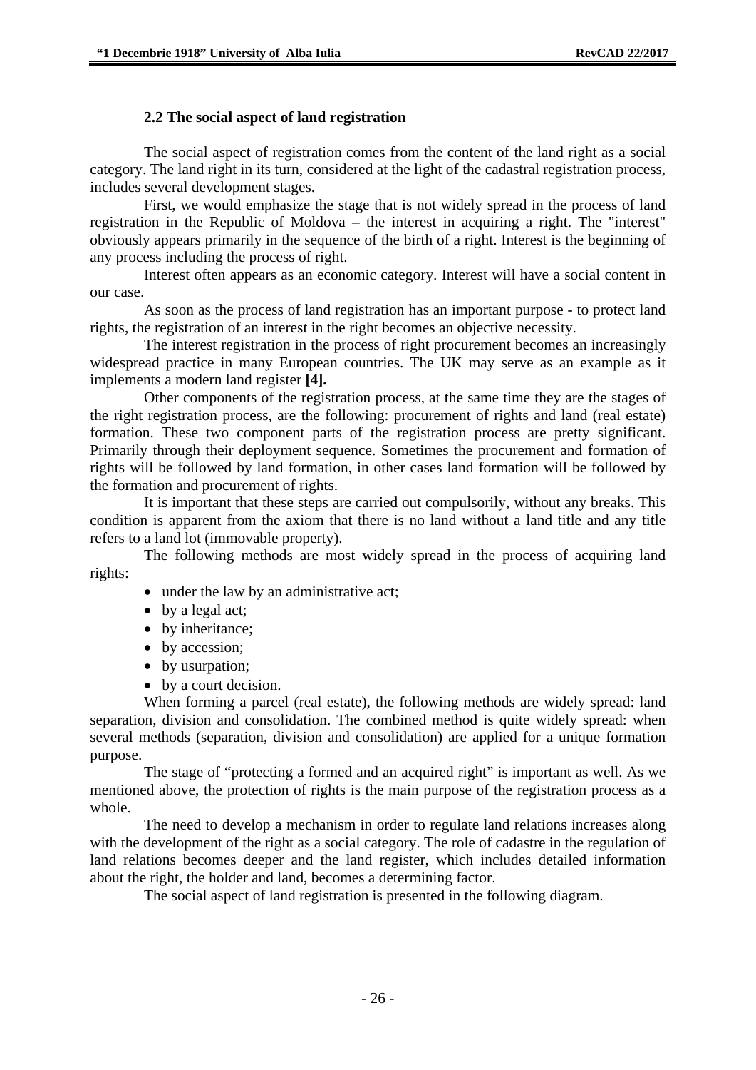### 2.2 The social aspect of land registration

The social aspect of registration comes from the content of the land right as a social category. The land right in its turn, considered at the light of the cadastral registration process, includes several development stages.

First, we would emphasize the stage that is not widely spread in the process of land registration in the Republic of Moldova – the interest in acquiring a right. The "interest" obviously appears primarily in the sequence of the birth of a right. Interest is the beginning of any process including the process of right.

Interest often appears as an economic category. Interest will have a social content in our case.

As soon as the process of land registration has an important purpose - to protect land rights, the registration of an interest in the right becomes an objective necessity.

The interest registration in the process of right procurement becomes an increasingly widespread practice in many European countries. The UK may serve as an example as it implements a modern land register **[4].**

Other components of the registration process, at the same time they are the stages of the right registration process, are the following: procurement of rights and land (real estate) formation. These two component parts of the registration process are pretty significant. Primarily through their deployment sequence. Sometimes the procurement and formation of rights will be followed by land formation, in other cases land formation will be followed by the formation and procurement of rights.

It is important that these steps are carried out compulsorily, without any breaks. This condition is apparent from the axiom that there is no land without a land title and any title refers to a land lot (immovable property).

The following methods are most widely spread in the process of acquiring land rights:

- under the law by an administrative act;
- by a legal act;
- by inheritance;
- by accession;
- by usurpation;
- by a court decision.

When forming a parcel (real estate), the following methods are widely spread: land separation, division and consolidation. The combined method is quite widely spread: when several methods (separation, division and consolidation) are applied for a unique formation purpose.

The stage of "protecting a formed and an acquired right" is important as well. As we mentioned above, the protection of rights is the main purpose of the registration process as a whole.

The need to develop a mechanism in order to regulate land relations increases along with the development of the right as a social category. The role of cadastre in the regulation of land relations becomes deeper and the land register, which includes detailed information about the right, the holder and land, becomes a determining factor.

The social aspect of land registration is presented in the following diagram.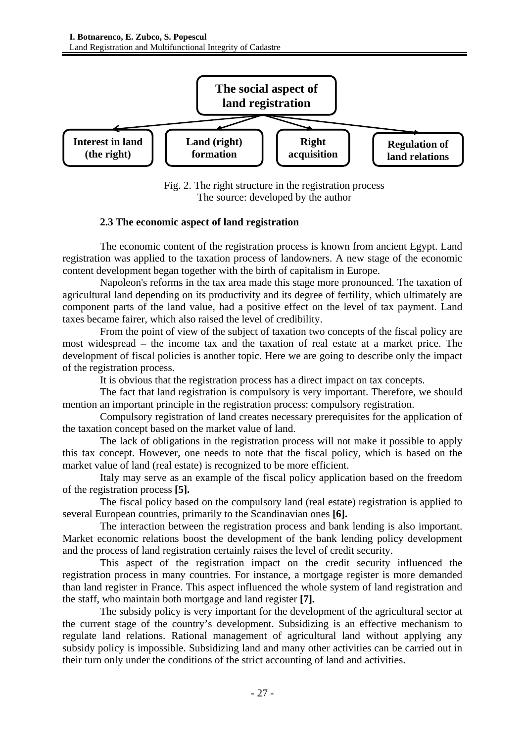The social aspect of land registration

Interest in land (the right) | Land (right) formation | Right acquisition | Regulation of land relations

Fig. 2. The right structure in the registration process
The source: developed by the author

### 2.3 The economic aspect of land registration

The economic content of the registration process is known from ancient Egypt. Land registration was applied to the taxation process of landowners. A new stage of the economic content development began together with the birth of capitalism in Europe.

Napoleon's reforms in the tax area made this stage more pronounced. The taxation of agricultural land depending on its productivity and its degree of fertility, which ultimately are component parts of the land value, had a positive effect on the level of tax payment. Land taxes became fairer, which also raised the level of credibility.

From the point of view of the subject of taxation two concepts of the fiscal policy are most widespread – the income tax and the taxation of real estate at a market price. The development of fiscal policies is another topic. Here we are going to describe only the impact of the registration process.

It is obvious that the registration process has a direct impact on tax concepts.

The fact that land registration is compulsory is very important. Therefore, we should mention an important principle in the registration process: compulsory registration.

Compulsory registration of land creates necessary prerequisites for the application of the taxation concept based on the market value of land.

The lack of obligations in the registration process will not make it possible to apply this tax concept. However, one needs to note that the fiscal policy, which is based on the market value of land (real estate) is recognized to be more efficient.

Italy may serve as an example of the fiscal policy application based on the freedom of the registration process **[5].**

The fiscal policy based on the compulsory land (real estate) registration is applied to several European countries, primarily to the Scandinavian ones **[6].**

The interaction between the registration process and bank lending is also important. Market economic relations boost the development of the bank lending policy development and the process of land registration certainly raises the level of credit security.

This aspect of the registration impact on the credit security influenced the registration process in many countries. For instance, a mortgage register is more demanded than land register in France. This aspect influenced the whole system of land registration and the staff, who maintain both mortgage and land register **[7].**

The subsidy policy is very important for the development of the agricultural sector at the current stage of the country's development. Subsidizing is an effective mechanism to regulate land relations. Rational management of agricultural land without applying any subsidy policy is impossible. Subsidizing land and many other activities can be carried out in their turn only under the conditions of the strict accounting of land and activities.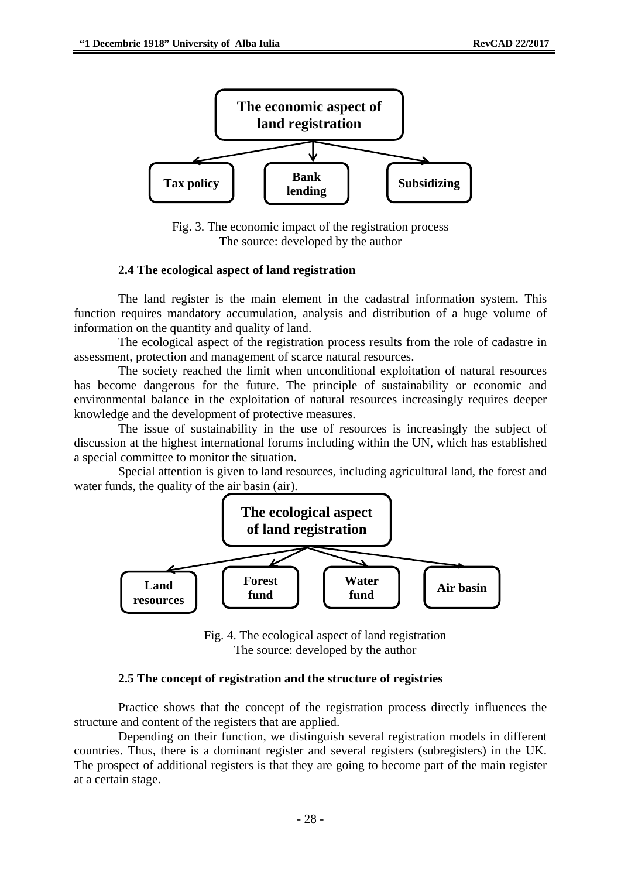The economic aspect of land registration

Tax policy | Bank lending | Subsidizing

Fig. 3. The economic impact of the registration process
The source: developed by the author

### 2.4 The ecological aspect of land registration

The land register is the main element in the cadastral information system. This function requires mandatory accumulation, analysis and distribution of a huge volume of information on the quantity and quality of land.

The ecological aspect of the registration process results from the role of cadastre in assessment, protection and management of scarce natural resources.

The society reached the limit when unconditional exploitation of natural resources has become dangerous for the future. The principle of sustainability or economic and environmental balance in the exploitation of natural resources increasingly requires deeper knowledge and the development of protective measures.

The issue of sustainability in the use of resources is increasingly the subject of discussion at the highest international forums including within the UN, which has established a special committee to monitor the situation.

Special attention is given to land resources, including agricultural land, the forest and water funds, the quality of the air basin (air).

The ecological aspect of land registration

Land resources | Forest fund | Water fund | Air basin

Fig. 4. The ecological aspect of land registration
The source: developed by the author

### 2.5 The concept of registration and the structure of registries

Practice shows that the concept of the registration process directly influences the structure and content of the registers that are applied.

Depending on their function, we distinguish several registration models in different countries. Thus, there is a dominant register and several registers (subregisters) in the UK. The prospect of additional registers is that they are going to become part of the main register at a certain stage.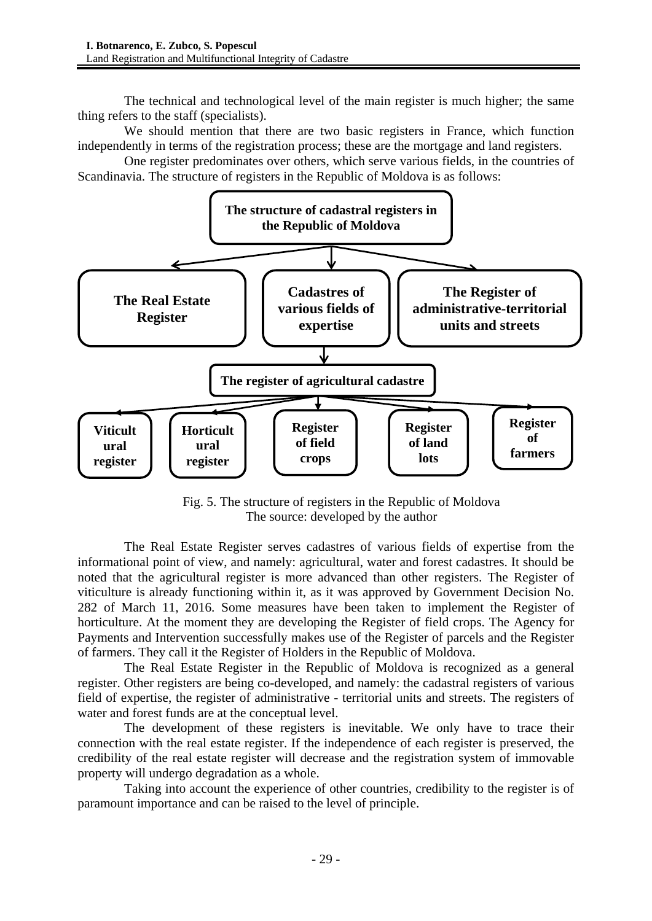The technical and technological level of the main register is much higher; the same thing refers to the staff (specialists).

We should mention that there are two basic registers in France, which function independently in terms of the registration process; these are the mortgage and land registers.

One register predominates over others, which serve various fields, in the countries of Scandinavia. The structure of registers in the Republic of Moldova is as follows:

**The structure of cadastral registers in the Republic of Moldova**

- **The Real Estate Register**
- **Cadastres of various fields of expertise**
  - **The register of agricultural cadastre**
    - **Viticultural register**
    - **Horticultural register**
    - **Register of field crops**
    - **Register of land lots**
    - **Register of farmers**
- **The Register of administrative-territorial units and streets**

Fig. 5. The structure of registers in the Republic of Moldova
The source: developed by the author

The Real Estate Register serves cadastres of various fields of expertise from the informational point of view, and namely: agricultural, water and forest cadastres. It should be noted that the agricultural register is more advanced than other registers. The Register of viticulture is already functioning within it, as it was approved by Government Decision No. 282 of March 11, 2016. Some measures have been taken to implement the Register of horticulture. At the moment they are developing the Register of field crops. The Agency for Payments and Intervention successfully makes use of the Register of parcels and the Register of farmers. They call it the Register of Holders in the Republic of Moldova.

The Real Estate Register in the Republic of Moldova is recognized as a general register. Other registers are being co-developed, and namely: the cadastral registers of various field of expertise, the register of administrative - territorial units and streets. The registers of water and forest funds are at the conceptual level.

The development of these registers is inevitable. We only have to trace their connection with the real estate register. If the independence of each register is preserved, the credibility of the real estate register will decrease and the registration system of immovable property will undergo degradation as a whole.

Taking into account the experience of other countries, credibility to the register is of paramount importance and can be raised to the level of principle.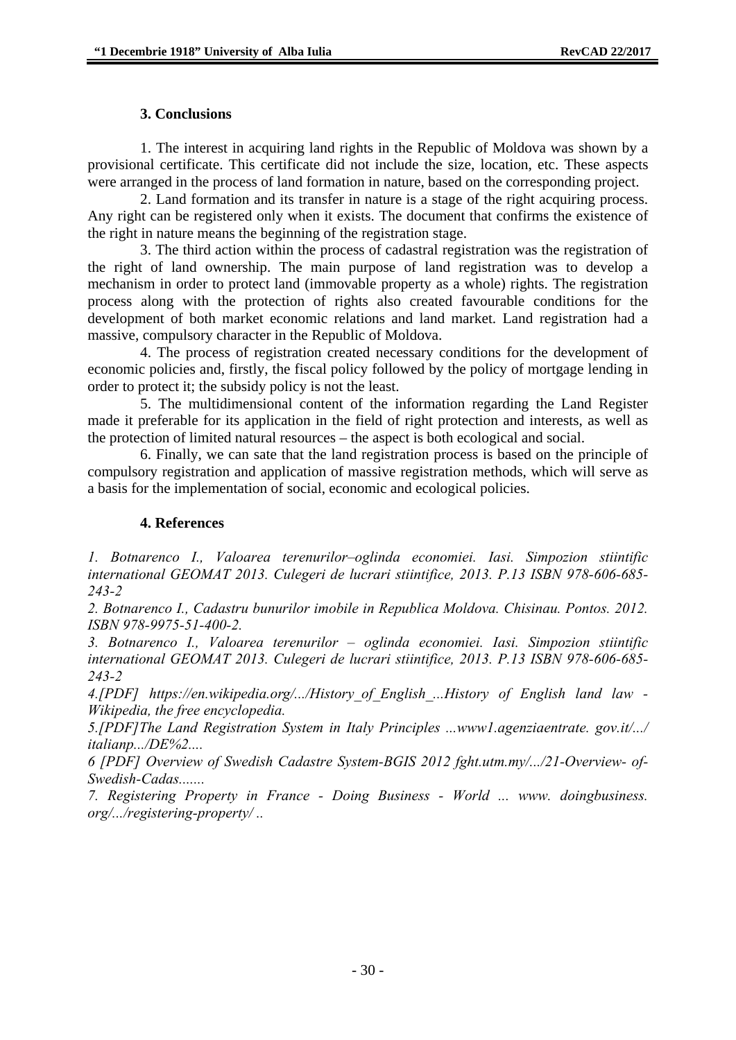## 3. Conclusions

1. The interest in acquiring land rights in the Republic of Moldova was shown by a provisional certificate. This certificate did not include the size, location, etc. These aspects were arranged in the process of land formation in nature, based on the corresponding project.

2. Land formation and its transfer in nature is a stage of the right acquiring process. Any right can be registered only when it exists. The document that confirms the existence of the right in nature means the beginning of the registration stage.

3. The third action within the process of cadastral registration was the registration of the right of land ownership. The main purpose of land registration was to develop a mechanism in order to protect land (immovable property as a whole) rights. The registration process along with the protection of rights also created favourable conditions for the development of both market economic relations and land market. Land registration had a massive, compulsory character in the Republic of Moldova.

4. The process of registration created necessary conditions for the development of economic policies and, firstly, the fiscal policy followed by the policy of mortgage lending in order to protect it; the subsidy policy is not the least.

5. The multidimensional content of the information regarding the Land Register made it preferable for its application in the field of right protection and interests, as well as the protection of limited natural resources – the aspect is both ecological and social.

6. Finally, we can sate that the land registration process is based on the principle of compulsory registration and application of massive registration methods, which will serve as a basis for the implementation of social, economic and ecological policies.

## 4. References

*1. Botnarenco I., Valoarea terenurilor–oglinda economiei. Iasi. Simpozion stiintific international GEOMAT 2013. Culegeri de lucrari stiintifice, 2013. P.13 ISBN 978-606-685-243-2*

*2. Botnarenco I., Cadastru bunurilor imobile in Republica Moldova. Chisinau. Pontos. 2012. ISBN 978-9975-51-400-2.*

*3. Botnarenco I., Valoarea terenurilor – oglinda economiei. Iasi. Simpozion stiintific international GEOMAT 2013. Culegeri de lucrari stiintifice, 2013. P.13 ISBN 978-606-685-243-2*

*4.[PDF] https://en.wikipedia.org/.../History_of_English_...History of English land law - Wikipedia, the free encyclopedia.*

*5.[PDF]The Land Registration System in Italy Principles ...www1.agenziaentrate. gov.it/.../ italianp.../DE%2....*

*6 [PDF] Overview of Swedish Cadastre System-BGIS 2012 fght.utm.my/.../21-Overview- of-Swedish-Cadas.......*

*7. Registering Property in France - Doing Business - World ... www. doingbusiness. org/.../registering-property/ ..*